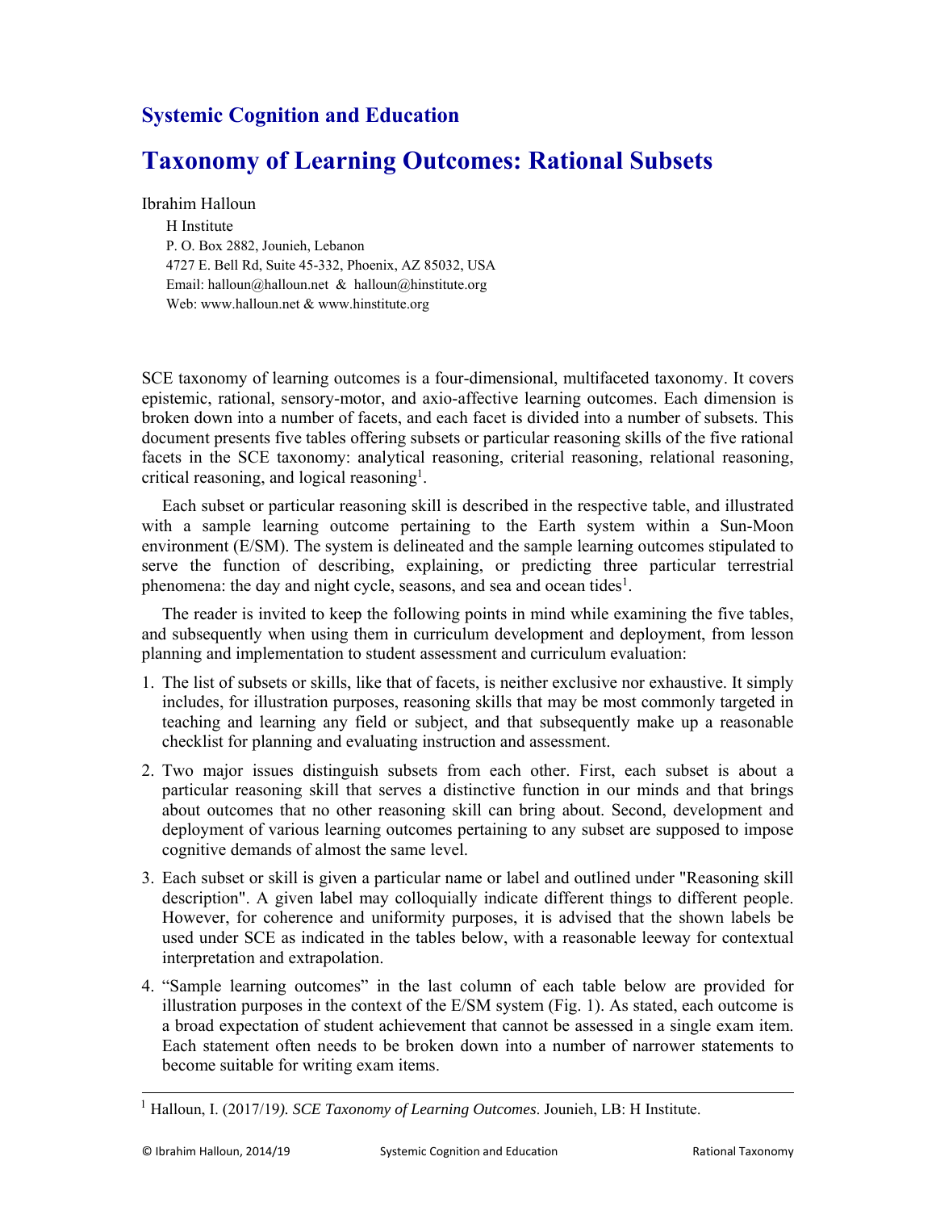## Systemic Cognition and Education

# Taxonomy of Learning Outcomes: Rational Subsets

Ibrahim Halloun

H Institute
P. O. Box 2882, Jounieh, Lebanon
4727 E. Bell Rd, Suite 45-332, Phoenix, AZ 85032, USA
Email: halloun@halloun.net & halloun@hinstitute.org
Web: www.halloun.net & www.hinstitute.org

SCE taxonomy of learning outcomes is a four-dimensional, multifaceted taxonomy. It covers epistemic, rational, sensory-motor, and axio-affective learning outcomes. Each dimension is broken down into a number of facets, and each facet is divided into a number of subsets. This document presents five tables offering subsets or particular reasoning skills of the five rational facets in the SCE taxonomy: analytical reasoning, criterial reasoning, relational reasoning, critical reasoning, and logical reasoning[1].

Each subset or particular reasoning skill is described in the respective table, and illustrated with a sample learning outcome pertaining to the Earth system within a Sun-Moon environment (E/SM). The system is delineated and the sample learning outcomes stipulated to serve the function of describing, explaining, or predicting three particular terrestrial phenomena: the day and night cycle, seasons, and sea and ocean tides[1].

The reader is invited to keep the following points in mind while examining the five tables, and subsequently when using them in curriculum development and deployment, from lesson planning and implementation to student assessment and curriculum evaluation:

1. The list of subsets or skills, like that of facets, is neither exclusive nor exhaustive. It simply includes, for illustration purposes, reasoning skills that may be most commonly targeted in teaching and learning any field or subject, and that subsequently make up a reasonable checklist for planning and evaluating instruction and assessment.
2. Two major issues distinguish subsets from each other. First, each subset is about a particular reasoning skill that serves a distinctive function in our minds and that brings about outcomes that no other reasoning skill can bring about. Second, development and deployment of various learning outcomes pertaining to any subset are supposed to impose cognitive demands of almost the same level.
3. Each subset or skill is given a particular name or label and outlined under "Reasoning skill description". A given label may colloquially indicate different things to different people. However, for coherence and uniformity purposes, it is advised that the shown labels be used under SCE as indicated in the tables below, with a reasonable leeway for contextual interpretation and extrapolation.
4. "Sample learning outcomes" in the last column of each table below are provided for illustration purposes in the context of the E/SM system (Fig. 1). As stated, each outcome is a broad expectation of student achievement that cannot be assessed in a single exam item. Each statement often needs to be broken down into a number of narrower statements to become suitable for writing exam items.

[1] Halloun, I. (2017/19*). SCE Taxonomy of Learning Outcomes*. Jounieh, LB: H Institute.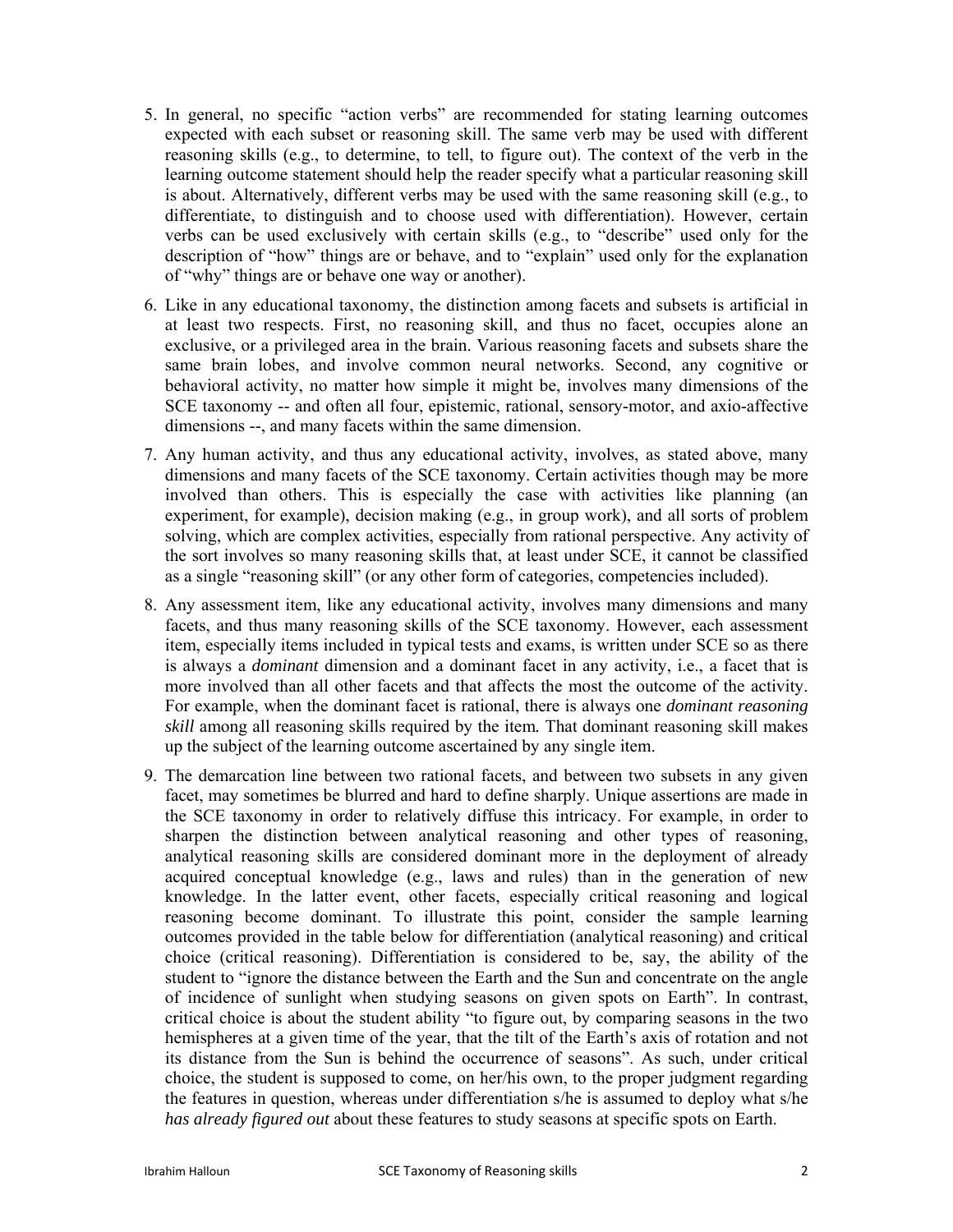5. In general, no specific "action verbs" are recommended for stating learning outcomes expected with each subset or reasoning skill. The same verb may be used with different reasoning skills (e.g., to determine, to tell, to figure out). The context of the verb in the learning outcome statement should help the reader specify what a particular reasoning skill is about. Alternatively, different verbs may be used with the same reasoning skill (e.g., to differentiate, to distinguish and to choose used with differentiation). However, certain verbs can be used exclusively with certain skills (e.g., to "describe" used only for the description of "how" things are or behave, and to "explain" used only for the explanation of "why" things are or behave one way or another).

6. Like in any educational taxonomy, the distinction among facets and subsets is artificial in at least two respects. First, no reasoning skill, and thus no facet, occupies alone an exclusive, or a privileged area in the brain. Various reasoning facets and subsets share the same brain lobes, and involve common neural networks. Second, any cognitive or behavioral activity, no matter how simple it might be, involves many dimensions of the SCE taxonomy -- and often all four, epistemic, rational, sensory-motor, and axio-affective dimensions --, and many facets within the same dimension.

7. Any human activity, and thus any educational activity, involves, as stated above, many dimensions and many facets of the SCE taxonomy. Certain activities though may be more involved than others. This is especially the case with activities like planning (an experiment, for example), decision making (e.g., in group work), and all sorts of problem solving, which are complex activities, especially from rational perspective. Any activity of the sort involves so many reasoning skills that, at least under SCE, it cannot be classified as a single "reasoning skill" (or any other form of categories, competencies included).

8. Any assessment item, like any educational activity, involves many dimensions and many facets, and thus many reasoning skills of the SCE taxonomy. However, each assessment item, especially items included in typical tests and exams, is written under SCE so as there is always a *dominant* dimension and a dominant facet in any activity, i.e., a facet that is more involved than all other facets and that affects the most the outcome of the activity. For example, when the dominant facet is rational, there is always one *dominant reasoning skill* among all reasoning skills required by the item. That dominant reasoning skill makes up the subject of the learning outcome ascertained by any single item.

9. The demarcation line between two rational facets, and between two subsets in any given facet, may sometimes be blurred and hard to define sharply. Unique assertions are made in the SCE taxonomy in order to relatively diffuse this intricacy. For example, in order to sharpen the distinction between analytical reasoning and other types of reasoning, analytical reasoning skills are considered dominant more in the deployment of already acquired conceptual knowledge (e.g., laws and rules) than in the generation of new knowledge. In the latter event, other facets, especially critical reasoning and logical reasoning become dominant. To illustrate this point, consider the sample learning outcomes provided in the table below for differentiation (analytical reasoning) and critical choice (critical reasoning). Differentiation is considered to be, say, the ability of the student to "ignore the distance between the Earth and the Sun and concentrate on the angle of incidence of sunlight when studying seasons on given spots on Earth". In contrast, critical choice is about the student ability "to figure out, by comparing seasons in the two hemispheres at a given time of the year, that the tilt of the Earth's axis of rotation and not its distance from the Sun is behind the occurrence of seasons". As such, under critical choice, the student is supposed to come, on her/his own, to the proper judgment regarding the features in question, whereas under differentiation s/he is assumed to deploy what s/he *has already figured out* about these features to study seasons at specific spots on Earth.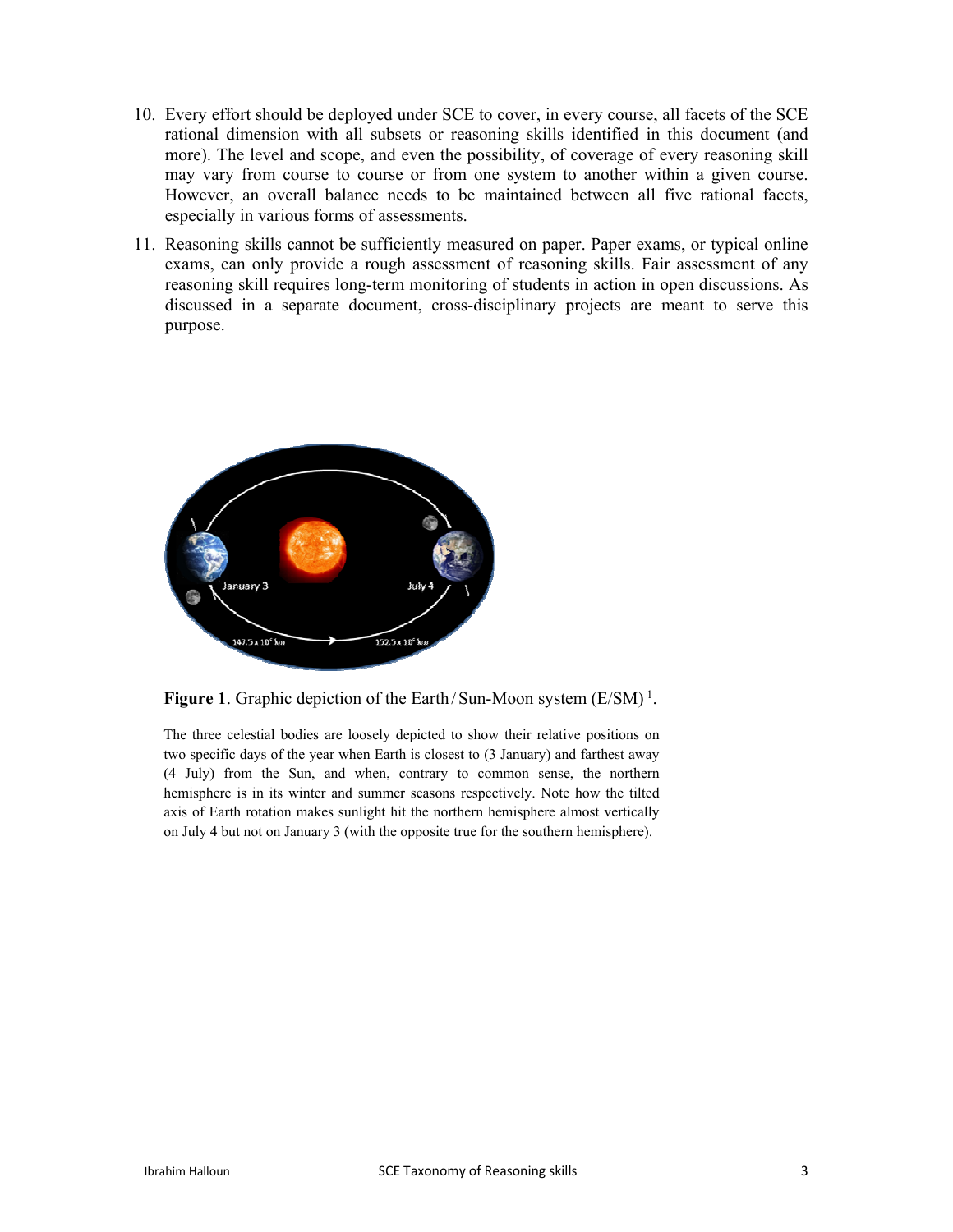10. Every effort should be deployed under SCE to cover, in every course, all facets of the SCE rational dimension with all subsets or reasoning skills identified in this document (and more). The level and scope, and even the possibility, of coverage of every reasoning skill may vary from course to course or from one system to another within a given course. However, an overall balance needs to be maintained between all five rational facets, especially in various forms of assessments.

11. Reasoning skills cannot be sufficiently measured on paper. Paper exams, or typical online exams, can only provide a rough assessment of reasoning skills. Fair assessment of any reasoning skill requires long-term monitoring of students in action in open discussions. As discussed in a separate document, cross-disciplinary projects are meant to serve this purpose.

**Figure 1**. Graphic depiction of the Earth / Sun-Moon system (E/SM) [1].

The three celestial bodies are loosely depicted to show their relative positions on two specific days of the year when Earth is closest to (3 January) and farthest away (4 July) from the Sun, and when, contrary to common sense, the northern hemisphere is in its winter and summer seasons respectively. Note how the tilted axis of Earth rotation makes sunlight hit the northern hemisphere almost vertically on July 4 but not on January 3 (with the opposite true for the southern hemisphere).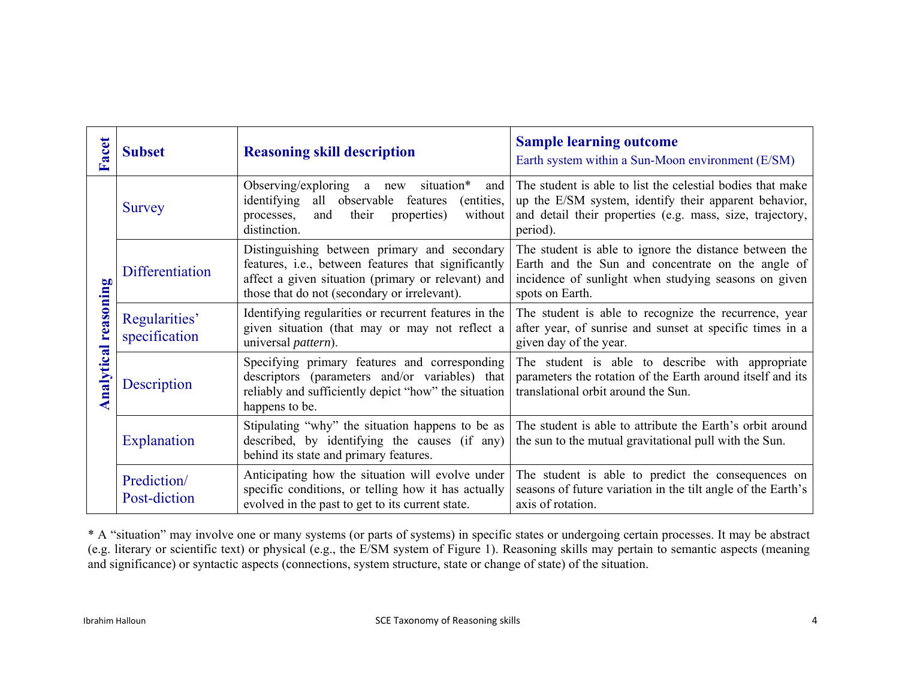| Facet | Subset | Reasoning skill description | Sample learning outcome<br>Earth system within a Sun-Moon environment (E/SM) |
|---|---|---|---|
| **Analytical reasoning** | Survey | Observing/exploring a new situation* and identifying all observable features (entities, processes, and their properties) without distinction. | The student is able to list the celestial bodies that make up the E/SM system, identify their apparent behavior, and detail their properties (e.g. mass, size, trajectory, period). |
| | Differentiation | Distinguishing between primary and secondary features, i.e., between features that significantly affect a given situation (primary or relevant) and those that do not (secondary or irrelevant). | The student is able to ignore the distance between the Earth and the Sun and concentrate on the angle of incidence of sunlight when studying seasons on given spots on Earth. |
| | Regularities' specification | Identifying regularities or recurrent features in the given situation (that may or may not reflect a universal *pattern*). | The student is able to recognize the recurrence, year after year, of sunrise and sunset at specific times in a given day of the year. |
| | Description | Specifying primary features and corresponding descriptors (parameters and/or variables) that reliably and sufficiently depict "how" the situation happens to be. | The student is able to describe with appropriate parameters the rotation of the Earth around itself and its translational orbit around the Sun. |
| | Explanation | Stipulating "why" the situation happens to be as described, by identifying the causes (if any) behind its state and primary features. | The student is able to attribute the Earth's orbit around the sun to the mutual gravitational pull with the Sun. |
| | Prediction/ Post-diction | Anticipating how the situation will evolve under specific conditions, or telling how it has actually evolved in the past to get to its current state. | The student is able to predict the consequences on seasons of future variation in the tilt angle of the Earth's axis of rotation. |

* A "situation" may involve one or many systems (or parts of systems) in specific states or undergoing certain processes. It may be abstract (e.g. literary or scientific text) or physical (e.g., the E/SM system of Figure 1). Reasoning skills may pertain to semantic aspects (meaning and significance) or syntactic aspects (connections, system structure, state or change of state) of the situation.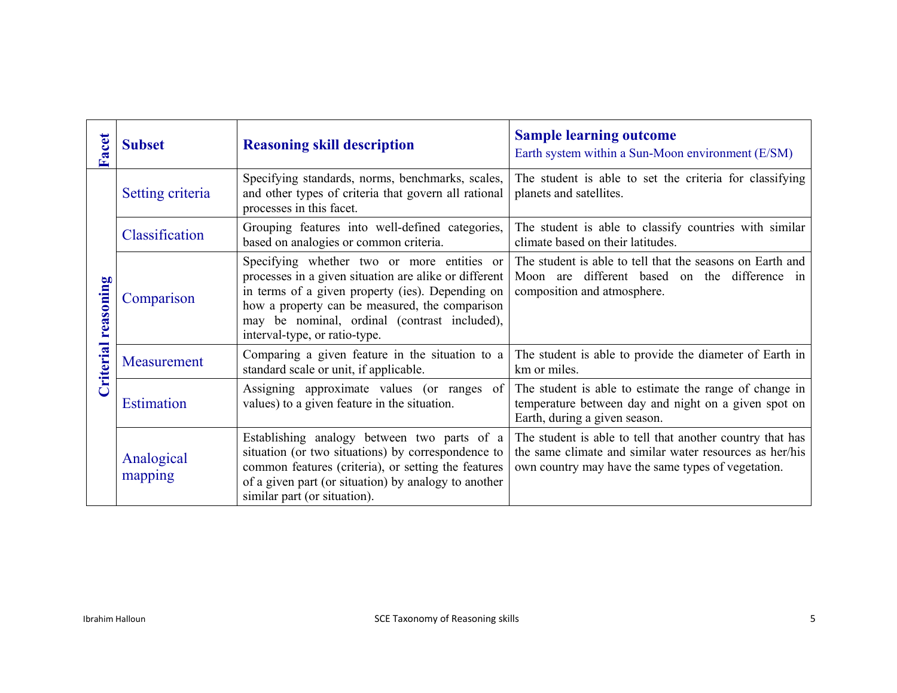| Facet | Subset | Reasoning skill description | Sample learning outcome<br>Earth system within a Sun-Moon environment (E/SM) |
|---|---|---|---|
| Criterial reasoning | Setting criteria | Specifying standards, norms, benchmarks, scales, and other types of criteria that govern all rational processes in this facet. | The student is able to set the criteria for classifying planets and satellites. |
| | Classification | Grouping features into well-defined categories, based on analogies or common criteria. | The student is able to classify countries with similar climate based on their latitudes. |
| | Comparison | Specifying whether two or more entities or processes in a given situation are alike or different in terms of a given property (ies). Depending on how a property can be measured, the comparison may be nominal, ordinal (contrast included), interval-type, or ratio-type. | The student is able to tell that the seasons on Earth and Moon are different based on the difference in composition and atmosphere. |
| | Measurement | Comparing a given feature in the situation to a standard scale or unit, if applicable. | The student is able to provide the diameter of Earth in km or miles. |
| | Estimation | Assigning approximate values (or ranges of values) to a given feature in the situation. | The student is able to estimate the range of change in temperature between day and night on a given spot on Earth, during a given season. |
| | Analogical mapping | Establishing analogy between two parts of a situation (or two situations) by correspondence to common features (criteria), or setting the features of a given part (or situation) by analogy to another similar part (or situation). | The student is able to tell that another country that has the same climate and similar water resources as her/his own country may have the same types of vegetation. |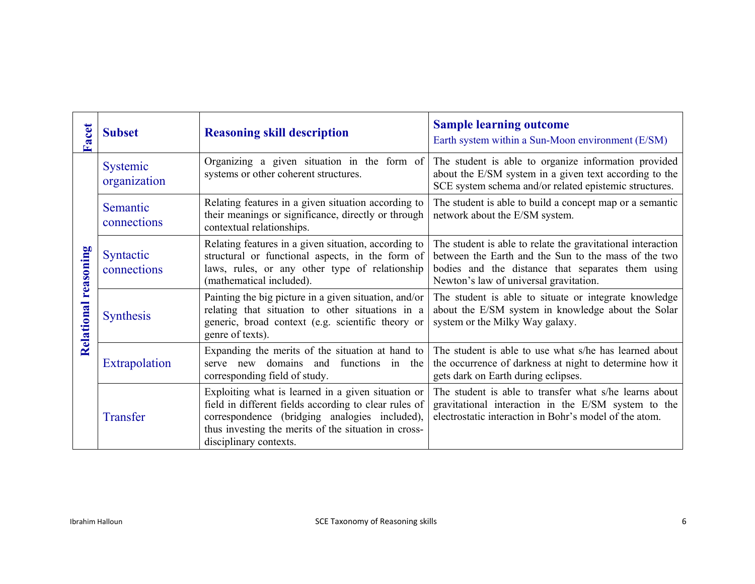| Facet | Subset | Reasoning skill description | Sample learning outcome<br>Earth system within a Sun-Moon environment (E/SM) |
|---|---|---|---|
| Relational reasoning | Systemic organization | Organizing a given situation in the form of systems or other coherent structures. | The student is able to organize information provided about the E/SM system in a given text according to the SCE system schema and/or related epistemic structures. |
| | Semantic connections | Relating features in a given situation according to their meanings or significance, directly or through contextual relationships. | The student is able to build a concept map or a semantic network about the E/SM system. |
| | Syntactic connections | Relating features in a given situation, according to structural or functional aspects, in the form of laws, rules, or any other type of relationship (mathematical included). | The student is able to relate the gravitational interaction between the Earth and the Sun to the mass of the two bodies and the distance that separates them using Newton's law of universal gravitation. |
| | Synthesis | Painting the big picture in a given situation, and/or relating that situation to other situations in a generic, broad context (e.g. scientific theory or genre of texts). | The student is able to situate or integrate knowledge about the E/SM system in knowledge about the Solar system or the Milky Way galaxy. |
| | Extrapolation | Expanding the merits of the situation at hand to serve new domains and functions in the corresponding field of study. | The student is able to use what s/he has learned about the occurrence of darkness at night to determine how it gets dark on Earth during eclipses. |
| | Transfer | Exploiting what is learned in a given situation or field in different fields according to clear rules of correspondence (bridging analogies included), thus investing the merits of the situation in cross-disciplinary contexts. | The student is able to transfer what s/he learns about gravitational interaction in the E/SM system to the electrostatic interaction in Bohr's model of the atom. |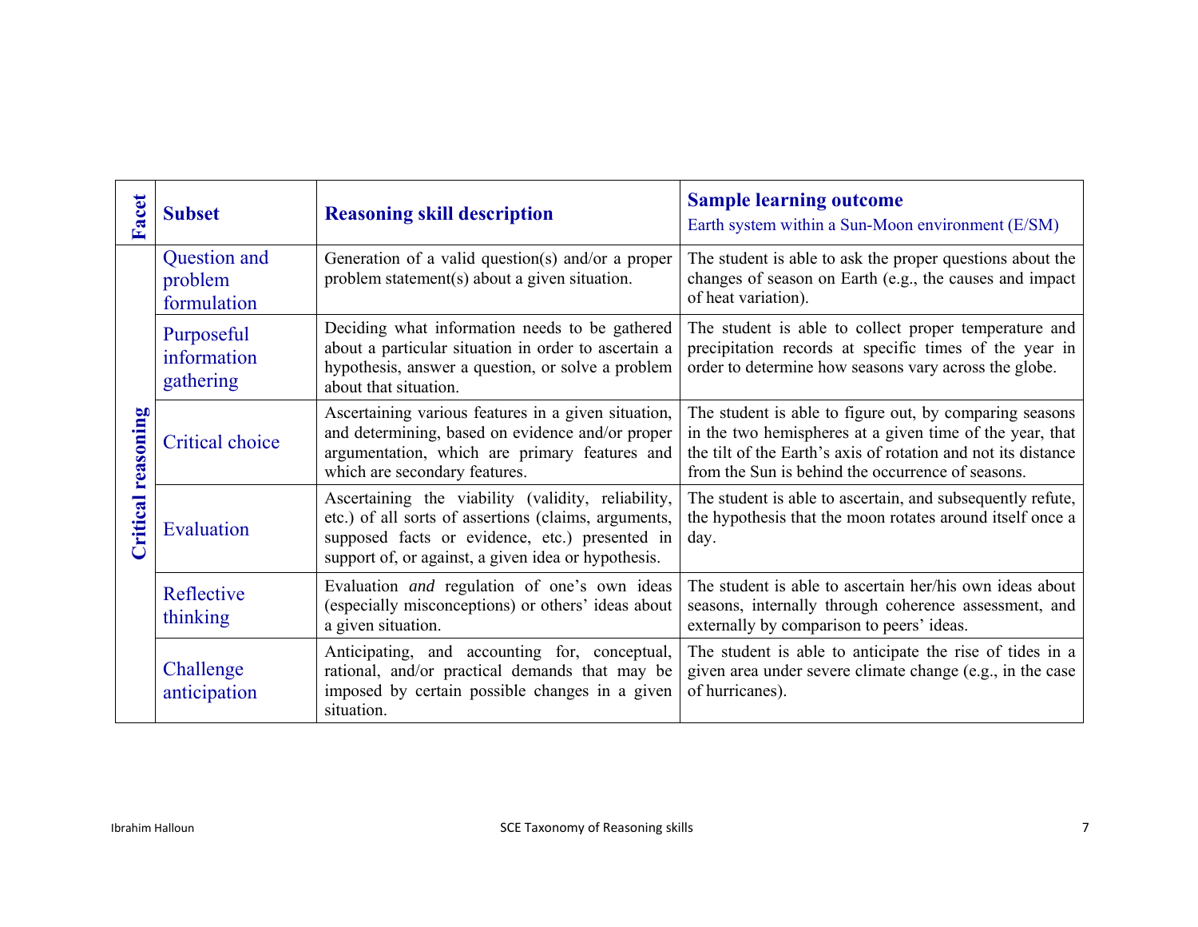| Facet | Subset | Reasoning skill description | Sample learning outcome<br>Earth system within a Sun-Moon environment (E/SM) |
|---|---|---|---|
| Critical reasoning | Question and problem formulation | Generation of a valid question(s) and/or a proper problem statement(s) about a given situation. | The student is able to ask the proper questions about the changes of season on Earth (e.g., the causes and impact of heat variation). |
| | Purposeful information gathering | Deciding what information needs to be gathered about a particular situation in order to ascertain a hypothesis, answer a question, or solve a problem about that situation. | The student is able to collect proper temperature and precipitation records at specific times of the year in order to determine how seasons vary across the globe. |
| | Critical choice | Ascertaining various features in a given situation, and determining, based on evidence and/or proper argumentation, which are primary features and which are secondary features. | The student is able to figure out, by comparing seasons in the two hemispheres at a given time of the year, that the tilt of the Earth's axis of rotation and not its distance from the Sun is behind the occurrence of seasons. |
| | Evaluation | Ascertaining the viability (validity, reliability, etc.) of all sorts of assertions (claims, arguments, supposed facts or evidence, etc.) presented in support of, or against, a given idea or hypothesis. | The student is able to ascertain, and subsequently refute, the hypothesis that the moon rotates around itself once a day. |
| | Reflective thinking | Evaluation *and* regulation of one's own ideas (especially misconceptions) or others' ideas about a given situation. | The student is able to ascertain her/his own ideas about seasons, internally through coherence assessment, and externally by comparison to peers' ideas. |
| | Challenge anticipation | Anticipating, and accounting for, conceptual, rational, and/or practical demands that may be imposed by certain possible changes in a given situation. | The student is able to anticipate the rise of tides in a given area under severe climate change (e.g., in the case of hurricanes). |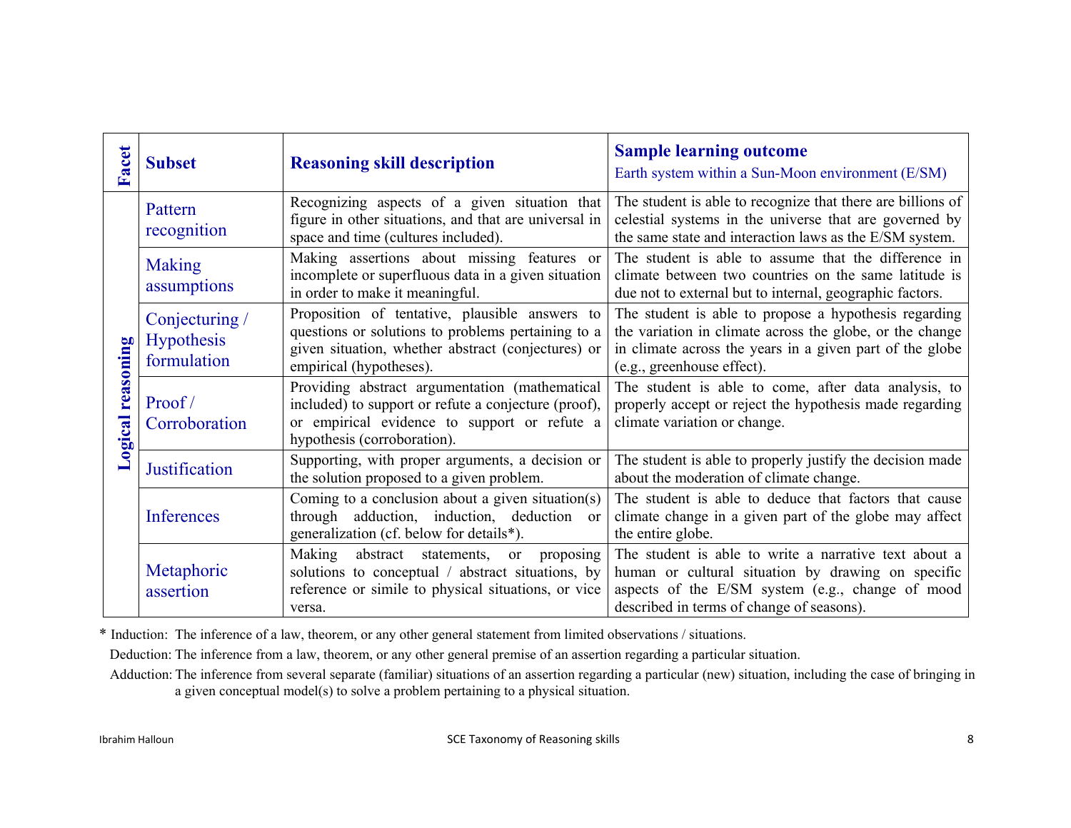| Facet | Subset | Reasoning skill description | **Sample learning outcome** Earth system within a Sun-Moon environment (E/SM) |
|---|---|---|---|
| **Logical reasoning** | Pattern recognition | Recognizing aspects of a given situation that figure in other situations, and that are universal in space and time (cultures included). | The student is able to recognize that there are billions of celestial systems in the universe that are governed by the same state and interaction laws as the E/SM system. |
| | Making assumptions | Making assertions about missing features or incomplete or superfluous data in a given situation in order to make it meaningful. | The student is able to assume that the difference in climate between two countries on the same latitude is due not to external but to internal, geographic factors. |
| | Conjecturing / Hypothesis formulation | Proposition of tentative, plausible answers to questions or solutions to problems pertaining to a given situation, whether abstract (conjectures) or empirical (hypotheses). | The student is able to propose a hypothesis regarding the variation in climate across the globe, or the change in climate across the years in a given part of the globe (e.g., greenhouse effect). |
| | Proof / Corroboration | Providing abstract argumentation (mathematical included) to support or refute a conjecture (proof), or empirical evidence to support or refute a hypothesis (corroboration). | The student is able to come, after data analysis, to properly accept or reject the hypothesis made regarding climate variation or change. |
| | Justification | Supporting, with proper arguments, a decision or the solution proposed to a given problem. | The student is able to properly justify the decision made about the moderation of climate change. |
| | Inferences | Coming to a conclusion about a given situation(s) through adduction, induction, deduction or generalization (cf. below for details*). | The student is able to deduce that factors that cause climate change in a given part of the globe may affect the entire globe. |
| | Metaphoric assertion | Making abstract statements, or proposing solutions to conceptual / abstract situations, by reference or simile to physical situations, or vice versa. | The student is able to write a narrative text about a human or cultural situation by drawing on specific aspects of the E/SM system (e.g., change of mood described in terms of change of seasons). |

* Induction: The inference of a law, theorem, or any other general statement from limited observations / situations.

Deduction: The inference from a law, theorem, or any other general premise of an assertion regarding a particular situation.

Adduction: The inference from several separate (familiar) situations of an assertion regarding a particular (new) situation, including the case of bringing in a given conceptual model(s) to solve a problem pertaining to a physical situation.